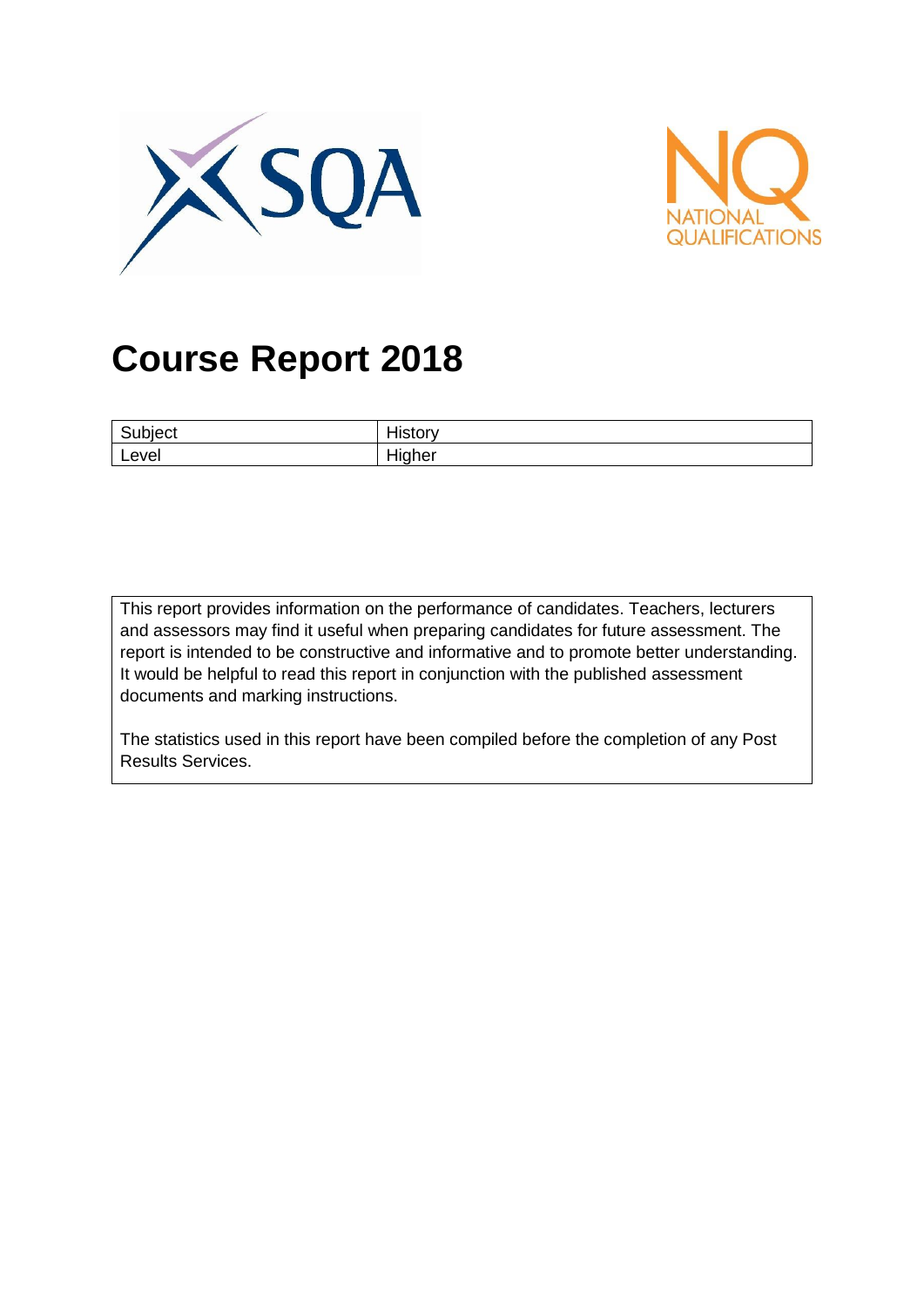# Course Report 2018

| Subject | History |
|---|---|
| Level | Higher |

This report provides information on the performance of candidates. Teachers, lecturers and assessors may find it useful when preparing candidates for future assessment. The report is intended to be constructive and informative and to promote better understanding. It would be helpful to read this report in conjunction with the published assessment documents and marking instructions.

The statistics used in this report have been compiled before the completion of any Post Results Services.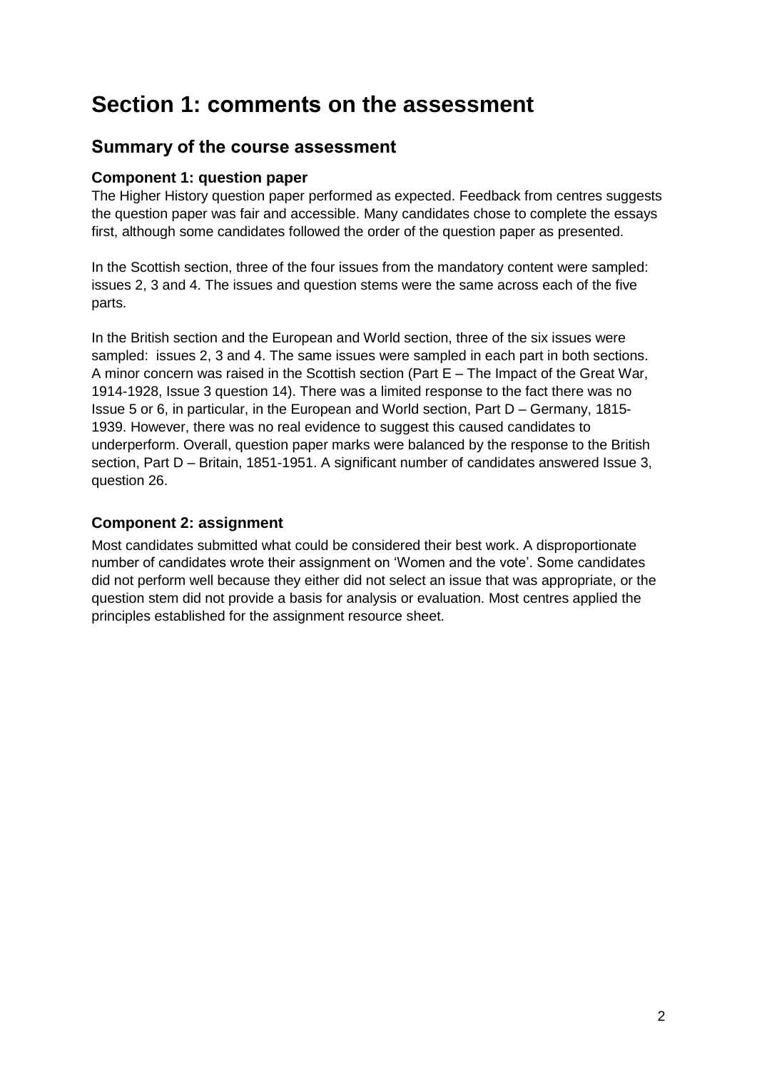# Section 1: comments on the assessment

## Summary of the course assessment

### Component 1: question paper

The Higher History question paper performed as expected. Feedback from centres suggests the question paper was fair and accessible. Many candidates chose to complete the essays first, although some candidates followed the order of the question paper as presented.

In the Scottish section, three of the four issues from the mandatory content were sampled: issues 2, 3 and 4. The issues and question stems were the same across each of the five parts.

In the British section and the European and World section, three of the six issues were sampled: issues 2, 3 and 4. The same issues were sampled in each part in both sections. A minor concern was raised in the Scottish section (Part E – The Impact of the Great War, 1914-1928, Issue 3 question 14). There was a limited response to the fact there was no Issue 5 or 6, in particular, in the European and World section, Part D – Germany, 1815-1939. However, there was no real evidence to suggest this caused candidates to underperform. Overall, question paper marks were balanced by the response to the British section, Part D – Britain, 1851-1951. A significant number of candidates answered Issue 3, question 26.

### Component 2: assignment

Most candidates submitted what could be considered their best work. A disproportionate number of candidates wrote their assignment on 'Women and the vote'. Some candidates did not perform well because they either did not select an issue that was appropriate, or the question stem did not provide a basis for analysis or evaluation. Most centres applied the principles established for the assignment resource sheet.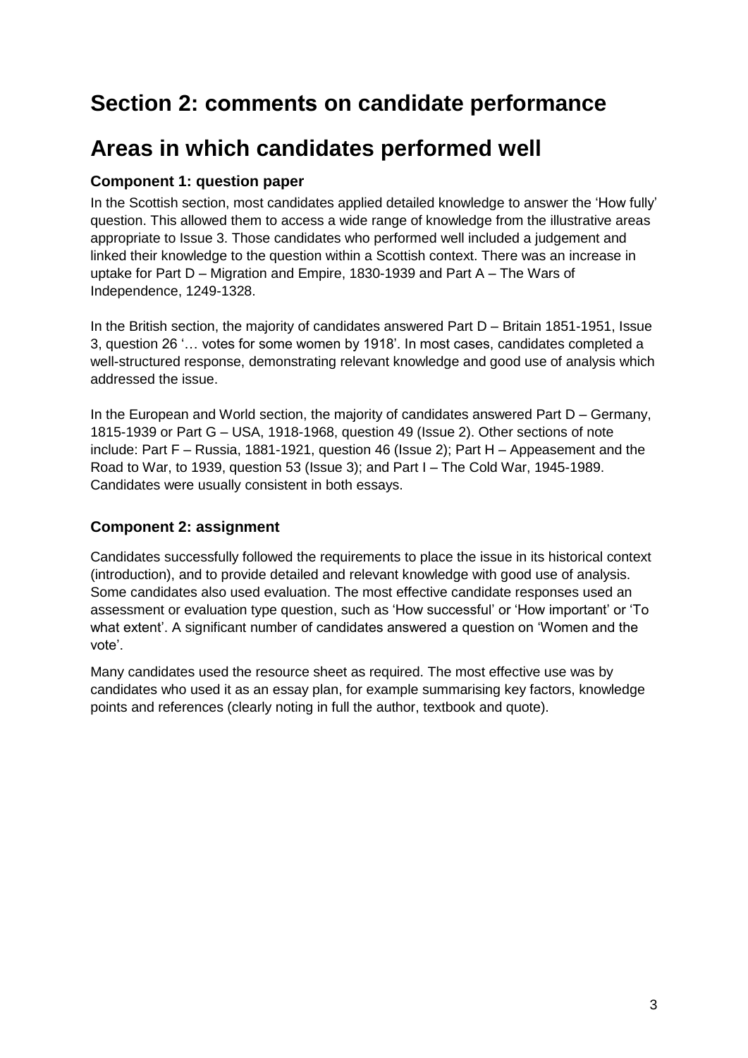# Section 2: comments on candidate performance

# Areas in which candidates performed well

### Component 1: question paper

In the Scottish section, most candidates applied detailed knowledge to answer the 'How fully' question. This allowed them to access a wide range of knowledge from the illustrative areas appropriate to Issue 3. Those candidates who performed well included a judgement and linked their knowledge to the question within a Scottish context. There was an increase in uptake for Part D – Migration and Empire, 1830-1939 and Part A – The Wars of Independence, 1249-1328.

In the British section, the majority of candidates answered Part D – Britain 1851-1951, Issue 3, question 26 '… votes for some women by 1918'. In most cases, candidates completed a well-structured response, demonstrating relevant knowledge and good use of analysis which addressed the issue.

In the European and World section, the majority of candidates answered Part D – Germany, 1815-1939 or Part G – USA, 1918-1968, question 49 (Issue 2). Other sections of note include: Part F – Russia, 1881-1921, question 46 (Issue 2); Part H – Appeasement and the Road to War, to 1939, question 53 (Issue 3); and Part I – The Cold War, 1945-1989. Candidates were usually consistent in both essays.

### Component 2: assignment

Candidates successfully followed the requirements to place the issue in its historical context (introduction), and to provide detailed and relevant knowledge with good use of analysis. Some candidates also used evaluation. The most effective candidate responses used an assessment or evaluation type question, such as 'How successful' or 'How important' or 'To what extent'. A significant number of candidates answered a question on 'Women and the vote'.

Many candidates used the resource sheet as required. The most effective use was by candidates who used it as an essay plan, for example summarising key factors, knowledge points and references (clearly noting in full the author, textbook and quote).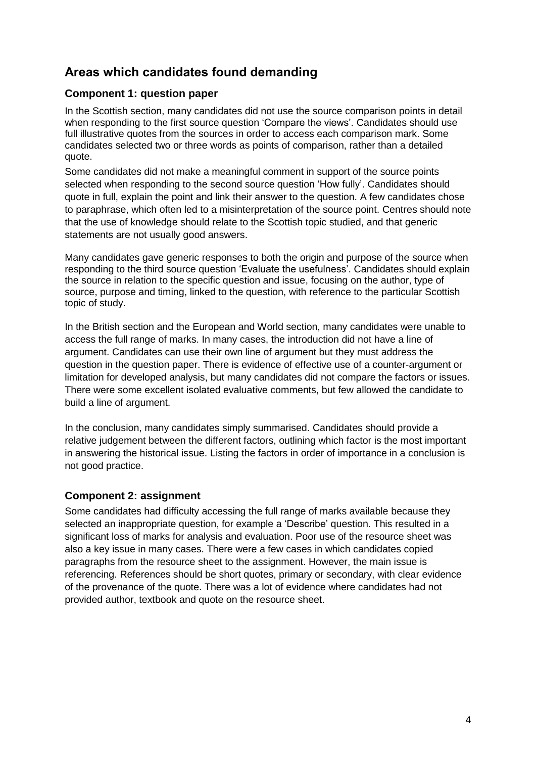## Areas which candidates found demanding

### Component 1: question paper

In the Scottish section, many candidates did not use the source comparison points in detail when responding to the first source question 'Compare the views'. Candidates should use full illustrative quotes from the sources in order to access each comparison mark. Some candidates selected two or three words as points of comparison, rather than a detailed quote.

Some candidates did not make a meaningful comment in support of the source points selected when responding to the second source question 'How fully'. Candidates should quote in full, explain the point and link their answer to the question. A few candidates chose to paraphrase, which often led to a misinterpretation of the source point. Centres should note that the use of knowledge should relate to the Scottish topic studied, and that generic statements are not usually good answers.

Many candidates gave generic responses to both the origin and purpose of the source when responding to the third source question 'Evaluate the usefulness'. Candidates should explain the source in relation to the specific question and issue, focusing on the author, type of source, purpose and timing, linked to the question, with reference to the particular Scottish topic of study.

In the British section and the European and World section, many candidates were unable to access the full range of marks. In many cases, the introduction did not have a line of argument. Candidates can use their own line of argument but they must address the question in the question paper. There is evidence of effective use of a counter-argument or limitation for developed analysis, but many candidates did not compare the factors or issues. There were some excellent isolated evaluative comments, but few allowed the candidate to build a line of argument.

In the conclusion, many candidates simply summarised. Candidates should provide a relative judgement between the different factors, outlining which factor is the most important in answering the historical issue. Listing the factors in order of importance in a conclusion is not good practice.

### Component 2: assignment

Some candidates had difficulty accessing the full range of marks available because they selected an inappropriate question, for example a 'Describe' question. This resulted in a significant loss of marks for analysis and evaluation. Poor use of the resource sheet was also a key issue in many cases. There were a few cases in which candidates copied paragraphs from the resource sheet to the assignment. However, the main issue is referencing. References should be short quotes, primary or secondary, with clear evidence of the provenance of the quote. There was a lot of evidence where candidates had not provided author, textbook and quote on the resource sheet.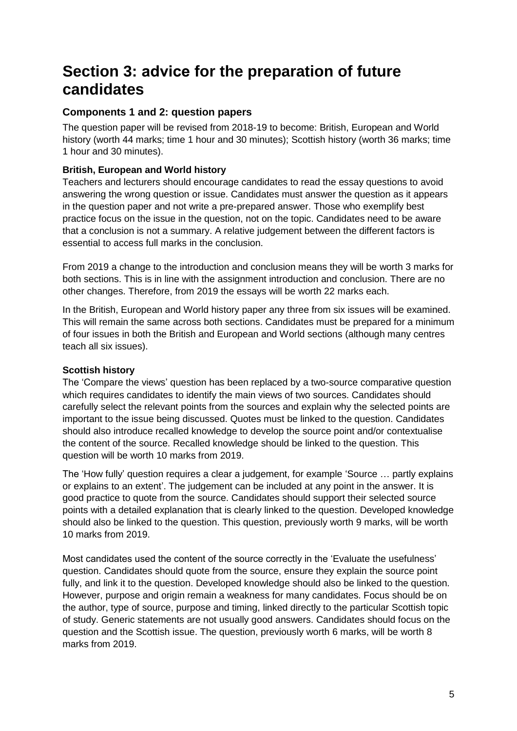# Section 3: advice for the preparation of future candidates

## Components 1 and 2: question papers

The question paper will be revised from 2018-19 to become: British, European and World history (worth 44 marks; time 1 hour and 30 minutes); Scottish history (worth 36 marks; time 1 hour and 30 minutes).

### British, European and World history

Teachers and lecturers should encourage candidates to read the essay questions to avoid answering the wrong question or issue. Candidates must answer the question as it appears in the question paper and not write a pre-prepared answer. Those who exemplify best practice focus on the issue in the question, not on the topic. Candidates need to be aware that a conclusion is not a summary. A relative judgement between the different factors is essential to access full marks in the conclusion.

From 2019 a change to the introduction and conclusion means they will be worth 3 marks for both sections. This is in line with the assignment introduction and conclusion. There are no other changes. Therefore, from 2019 the essays will be worth 22 marks each.

In the British, European and World history paper any three from six issues will be examined. This will remain the same across both sections. Candidates must be prepared for a minimum of four issues in both the British and European and World sections (although many centres teach all six issues).

### Scottish history

The 'Compare the views' question has been replaced by a two-source comparative question which requires candidates to identify the main views of two sources. Candidates should carefully select the relevant points from the sources and explain why the selected points are important to the issue being discussed. Quotes must be linked to the question. Candidates should also introduce recalled knowledge to develop the source point and/or contextualise the content of the source. Recalled knowledge should be linked to the question. This question will be worth 10 marks from 2019.

The 'How fully' question requires a clear a judgement, for example 'Source … partly explains or explains to an extent'. The judgement can be included at any point in the answer. It is good practice to quote from the source. Candidates should support their selected source points with a detailed explanation that is clearly linked to the question. Developed knowledge should also be linked to the question. This question, previously worth 9 marks, will be worth 10 marks from 2019.

Most candidates used the content of the source correctly in the 'Evaluate the usefulness' question. Candidates should quote from the source, ensure they explain the source point fully, and link it to the question. Developed knowledge should also be linked to the question. However, purpose and origin remain a weakness for many candidates. Focus should be on the author, type of source, purpose and timing, linked directly to the particular Scottish topic of study. Generic statements are not usually good answers. Candidates should focus on the question and the Scottish issue. The question, previously worth 6 marks, will be worth 8 marks from 2019.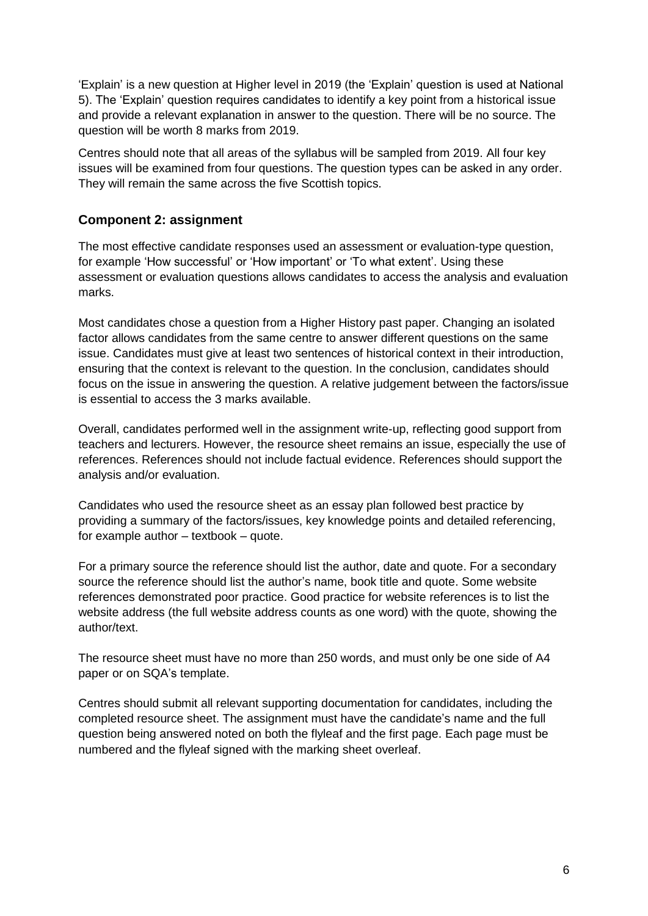'Explain' is a new question at Higher level in 2019 (the 'Explain' question is used at National 5). The 'Explain' question requires candidates to identify a key point from a historical issue and provide a relevant explanation in answer to the question. There will be no source. The question will be worth 8 marks from 2019.

Centres should note that all areas of the syllabus will be sampled from 2019. All four key issues will be examined from four questions. The question types can be asked in any order. They will remain the same across the five Scottish topics.

## Component 2: assignment

The most effective candidate responses used an assessment or evaluation-type question, for example 'How successful' or 'How important' or 'To what extent'. Using these assessment or evaluation questions allows candidates to access the analysis and evaluation marks.

Most candidates chose a question from a Higher History past paper. Changing an isolated factor allows candidates from the same centre to answer different questions on the same issue. Candidates must give at least two sentences of historical context in their introduction, ensuring that the context is relevant to the question. In the conclusion, candidates should focus on the issue in answering the question. A relative judgement between the factors/issue is essential to access the 3 marks available.

Overall, candidates performed well in the assignment write-up, reflecting good support from teachers and lecturers. However, the resource sheet remains an issue, especially the use of references. References should not include factual evidence. References should support the analysis and/or evaluation.

Candidates who used the resource sheet as an essay plan followed best practice by providing a summary of the factors/issues, key knowledge points and detailed referencing, for example author – textbook – quote.

For a primary source the reference should list the author, date and quote. For a secondary source the reference should list the author's name, book title and quote. Some website references demonstrated poor practice. Good practice for website references is to list the website address (the full website address counts as one word) with the quote, showing the author/text.

The resource sheet must have no more than 250 words, and must only be one side of A4 paper or on SQA's template.

Centres should submit all relevant supporting documentation for candidates, including the completed resource sheet. The assignment must have the candidate's name and the full question being answered noted on both the flyleaf and the first page. Each page must be numbered and the flyleaf signed with the marking sheet overleaf.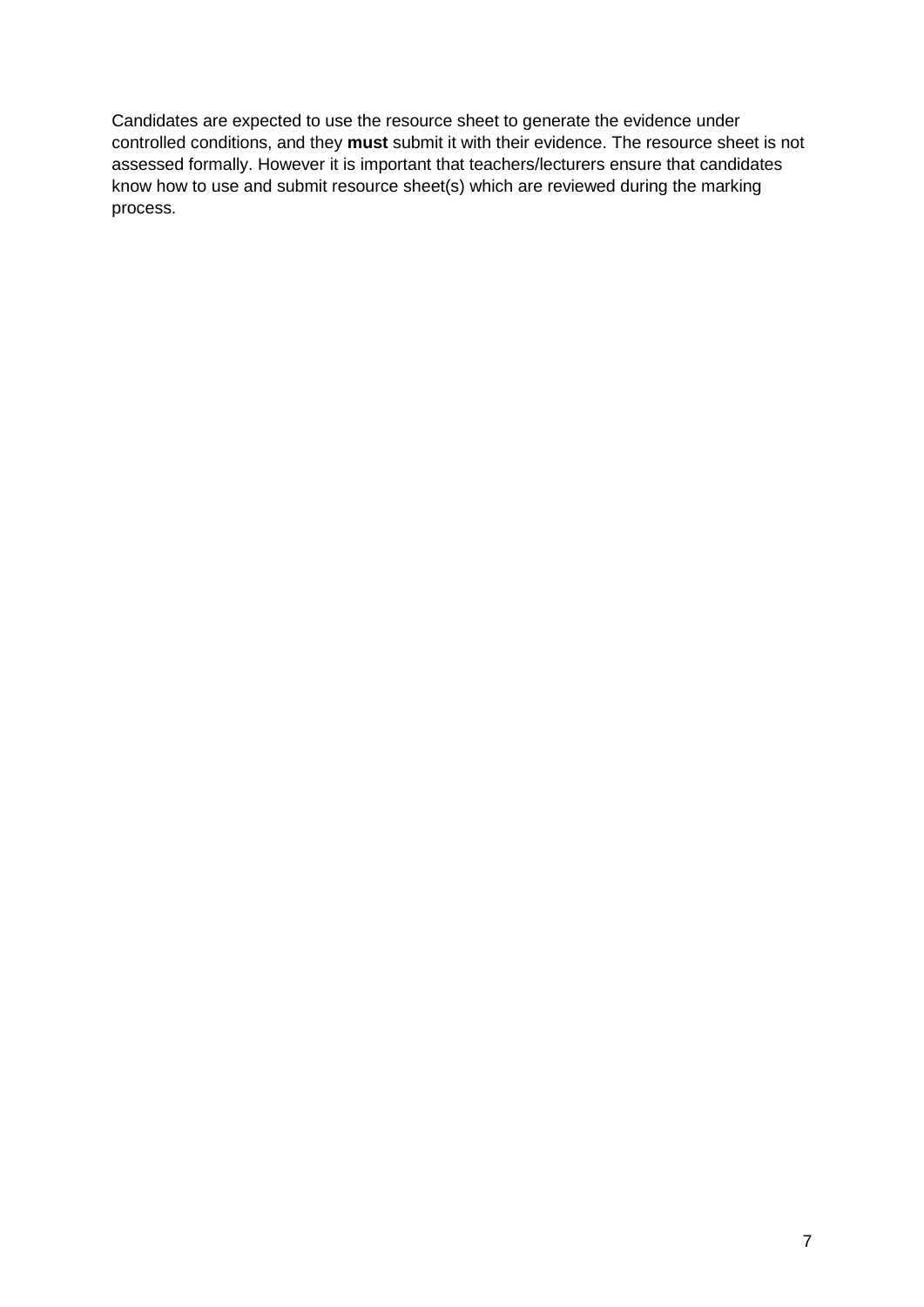Candidates are expected to use the resource sheet to generate the evidence under controlled conditions, and they **must** submit it with their evidence. The resource sheet is not assessed formally. However it is important that teachers/lecturers ensure that candidates know how to use and submit resource sheet(s) which are reviewed during the marking process.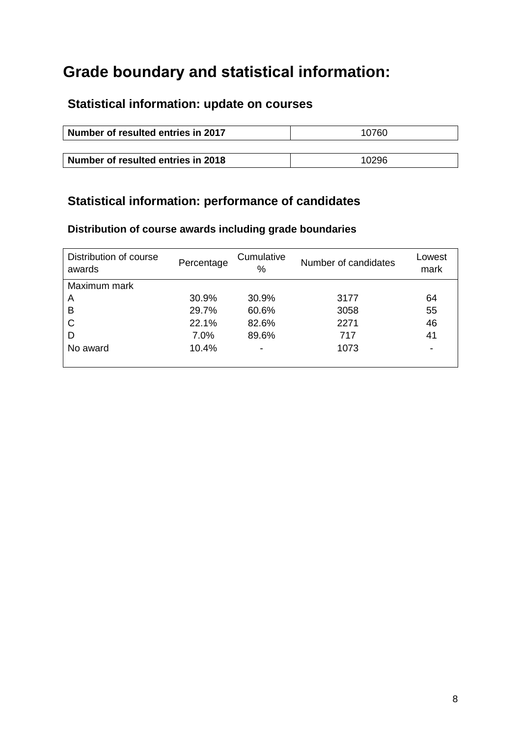# Grade boundary and statistical information:

## Statistical information: update on courses

| Number of resulted entries in 2017 | 10760 |
|---|---|

| Number of resulted entries in 2018 | 10296 |
|---|---|

## Statistical information: performance of candidates

### Distribution of course awards including grade boundaries

| Distribution of course awards | Percentage | Cumulative % | Number of candidates | Lowest mark |
|---|---|---|---|---|
| Maximum mark | | | | |
| A | 30.9% | 30.9% | 3177 | 64 |
| B | 29.7% | 60.6% | 3058 | 55 |
| C | 22.1% | 82.6% | 2271 | 46 |
| D | 7.0% | 89.6% | 717 | 41 |
| No award | 10.4% | - | 1073 | - |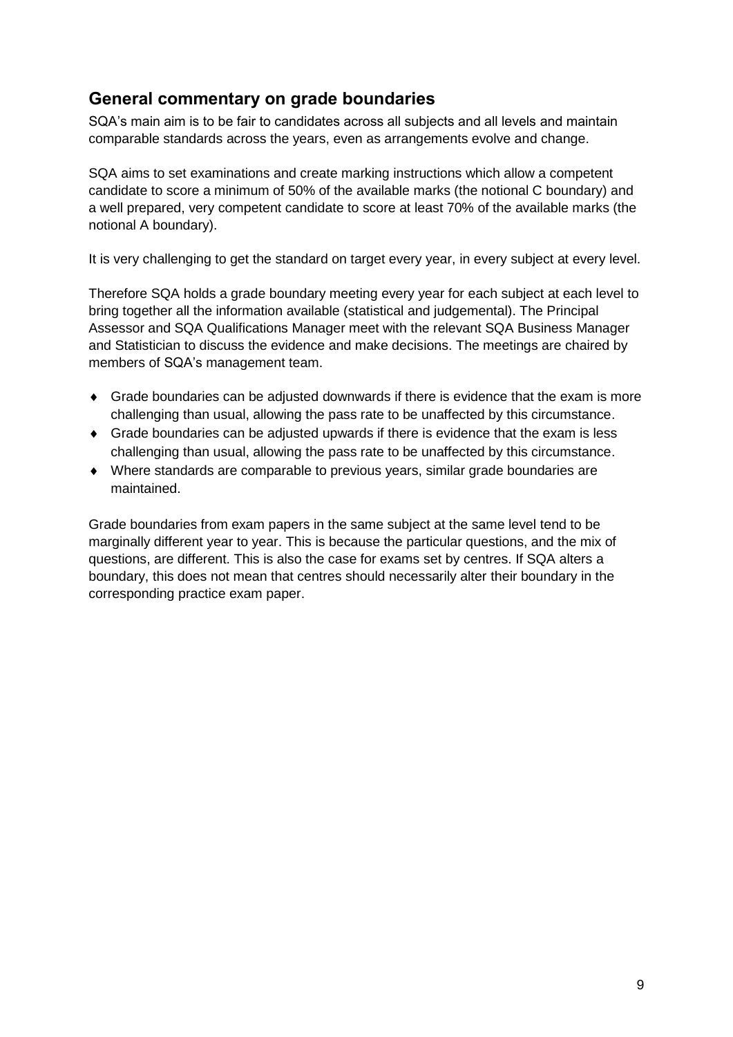## General commentary on grade boundaries

SQA's main aim is to be fair to candidates across all subjects and all levels and maintain comparable standards across the years, even as arrangements evolve and change.

SQA aims to set examinations and create marking instructions which allow a competent candidate to score a minimum of 50% of the available marks (the notional C boundary) and a well prepared, very competent candidate to score at least 70% of the available marks (the notional A boundary).

It is very challenging to get the standard on target every year, in every subject at every level.

Therefore SQA holds a grade boundary meeting every year for each subject at each level to bring together all the information available (statistical and judgemental). The Principal Assessor and SQA Qualifications Manager meet with the relevant SQA Business Manager and Statistician to discuss the evidence and make decisions. The meetings are chaired by members of SQA's management team.

- Grade boundaries can be adjusted downwards if there is evidence that the exam is more challenging than usual, allowing the pass rate to be unaffected by this circumstance.
- Grade boundaries can be adjusted upwards if there is evidence that the exam is less challenging than usual, allowing the pass rate to be unaffected by this circumstance.
- Where standards are comparable to previous years, similar grade boundaries are maintained.

Grade boundaries from exam papers in the same subject at the same level tend to be marginally different year to year. This is because the particular questions, and the mix of questions, are different. This is also the case for exams set by centres. If SQA alters a boundary, this does not mean that centres should necessarily alter their boundary in the corresponding practice exam paper.